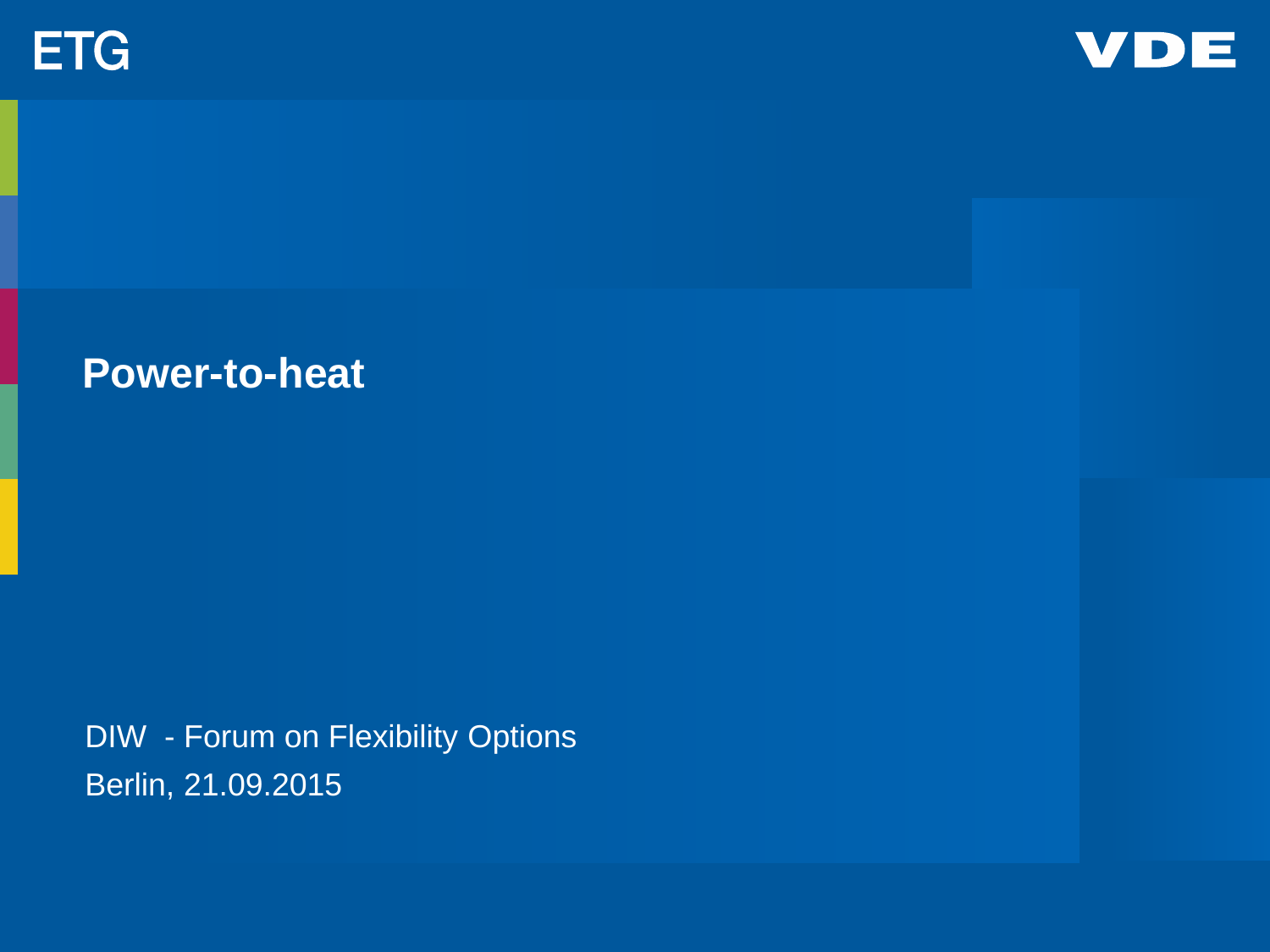ETG

VDE

# Power-to-heat

DIW - Forum on Flexibility Options

Berlin, 21.09.2015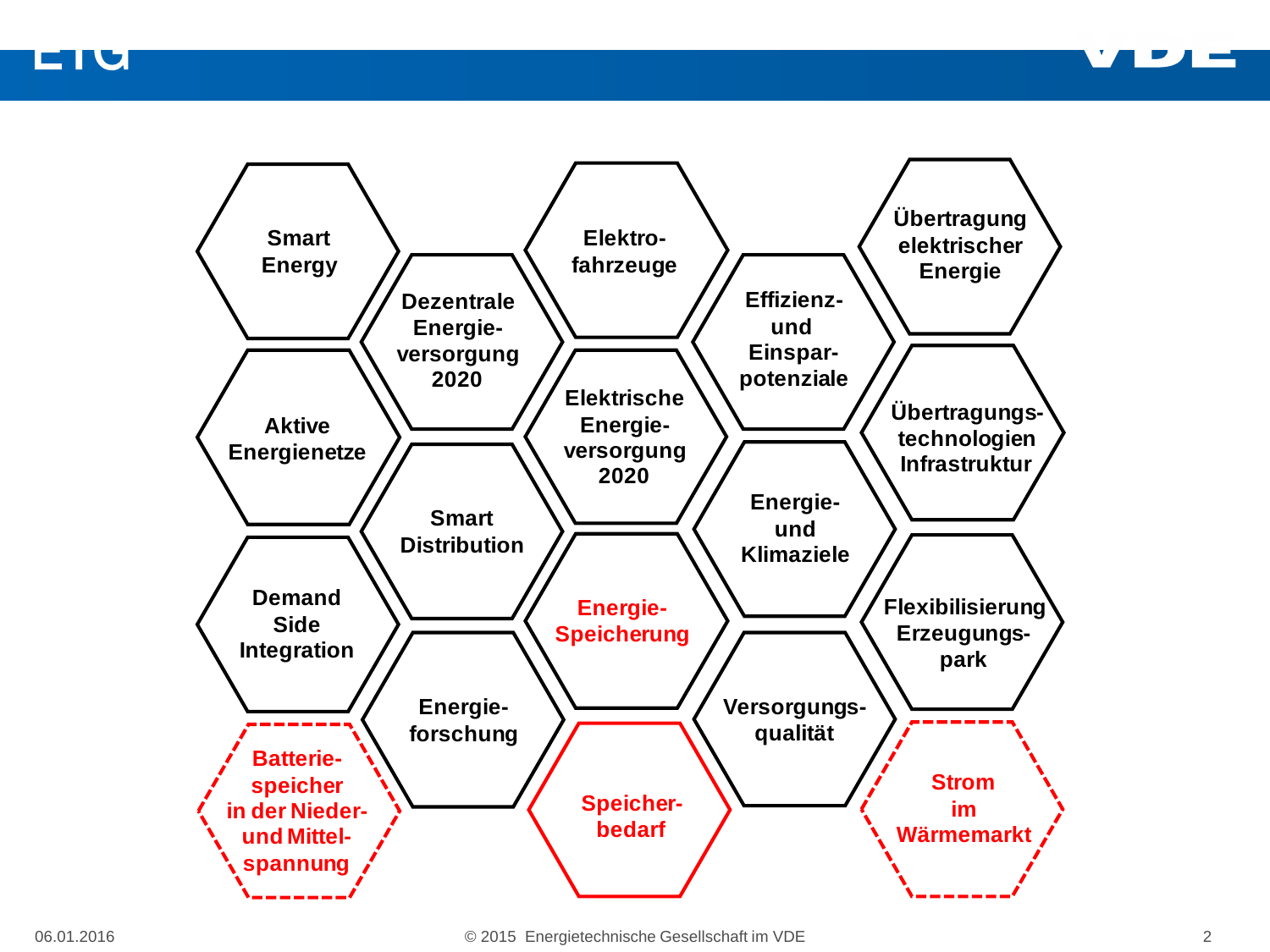- Smart Energy
- Dezentrale Energieversorgung 2020
- Elektrofahrzeuge
- Effizienz- und Einsparpotenziale
- Übertragung elektrischer Energie
- Aktive Energienetze
- Elektrische Energieversorgung 2020
- Übertragungstechnologien Infrastruktur
- Smart Distribution
- Energie- und Klimaziele
- Demand Side Integration
- Energie-Speicherung
- Flexibilisierung Erzeugungspark
- Energieforschung
- Versorgungsqualität
- Batteriespeicher in der Nieder- und Mittelspannung
- Speicherbedarf
- Strom im Wärmemarkt

06.01.2016 © 2015 Energietechnische Gesellschaft im VDE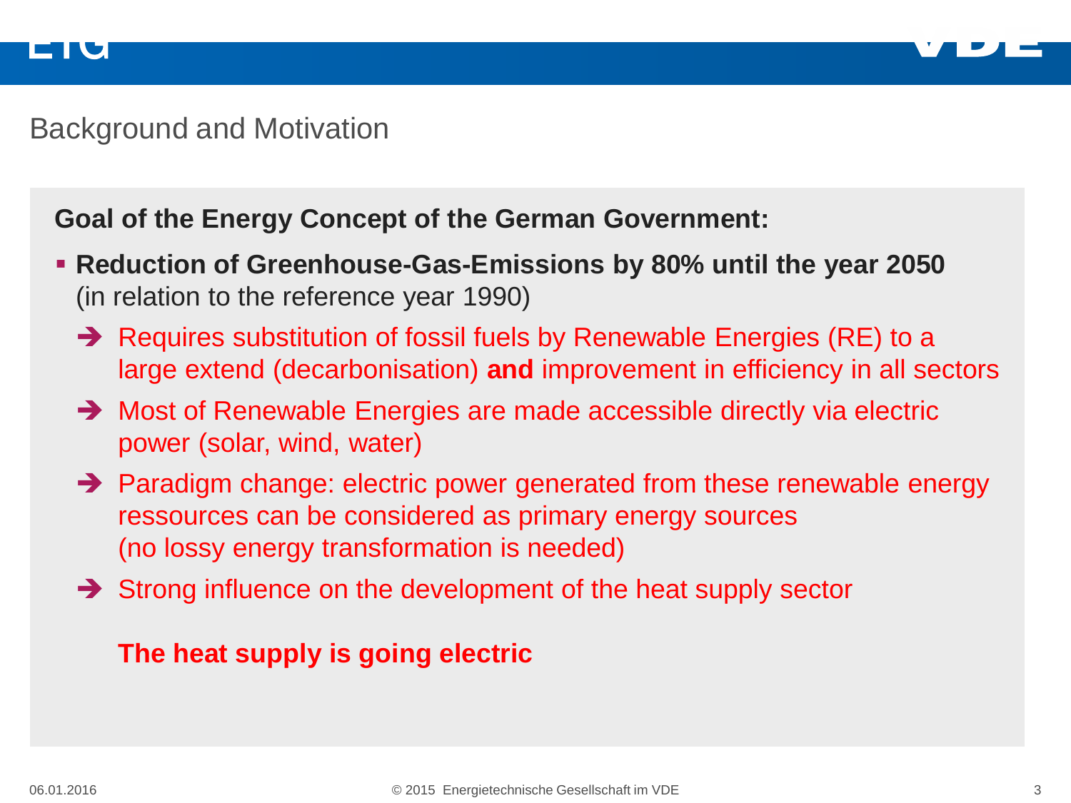## Background and Motivation

**Goal of the Energy Concept of the German Government:**

- **Reduction of Greenhouse-Gas-Emissions by 80% until the year 2050** (in relation to the reference year 1990)
  - ➔ Requires substitution of fossil fuels by Renewable Energies (RE) to a large extend (decarbonisation) **and** improvement in efficiency in all sectors
  - ➔ Most of Renewable Energies are made accessible directly via electric power (solar, wind, water)
  - ➔ Paradigm change: electric power generated from these renewable energy ressources can be considered as primary energy sources (no lossy energy transformation is needed)
  - ➔ Strong influence on the development of the heat supply sector

**The heat supply is going electric**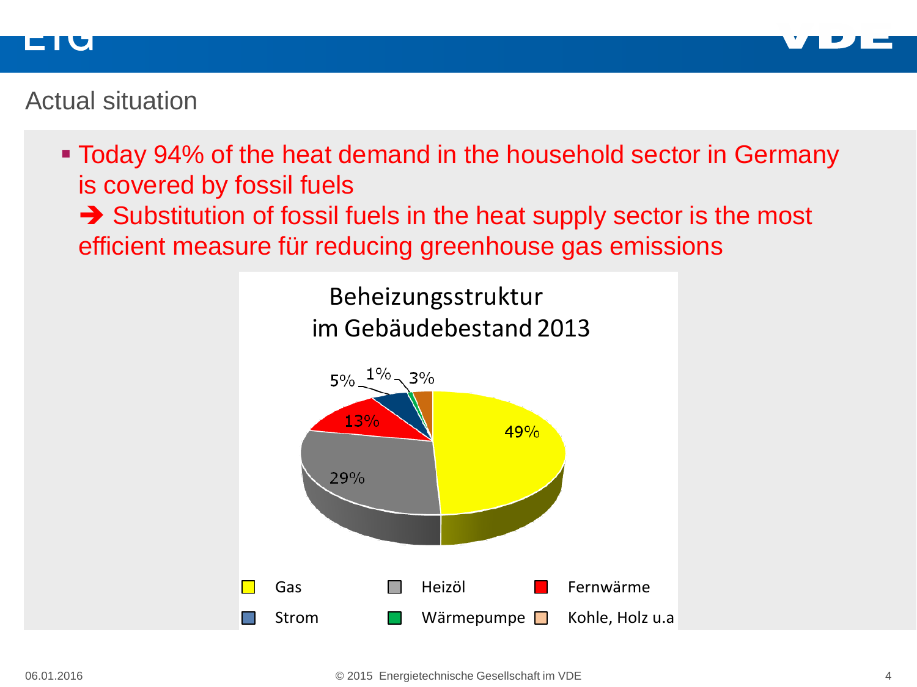## Actual situation

- Today 94% of the heat demand in the household sector in Germany is covered by fossil fuels
  ➔ Substitution of fossil fuels in the heat supply sector is the most efficient measure für reducing greenhouse gas emissions

**Beheizungsstruktur im Gebäudebestand 2013**

| Energieträger | Anteil |
|---|---|
| Gas | 49% |
| Heizöl | 29% |
| Fernwärme | 13% |
| Strom | 5% |
| Wärmepumpe | 1% |
| Kohle, Holz u.a | 3% |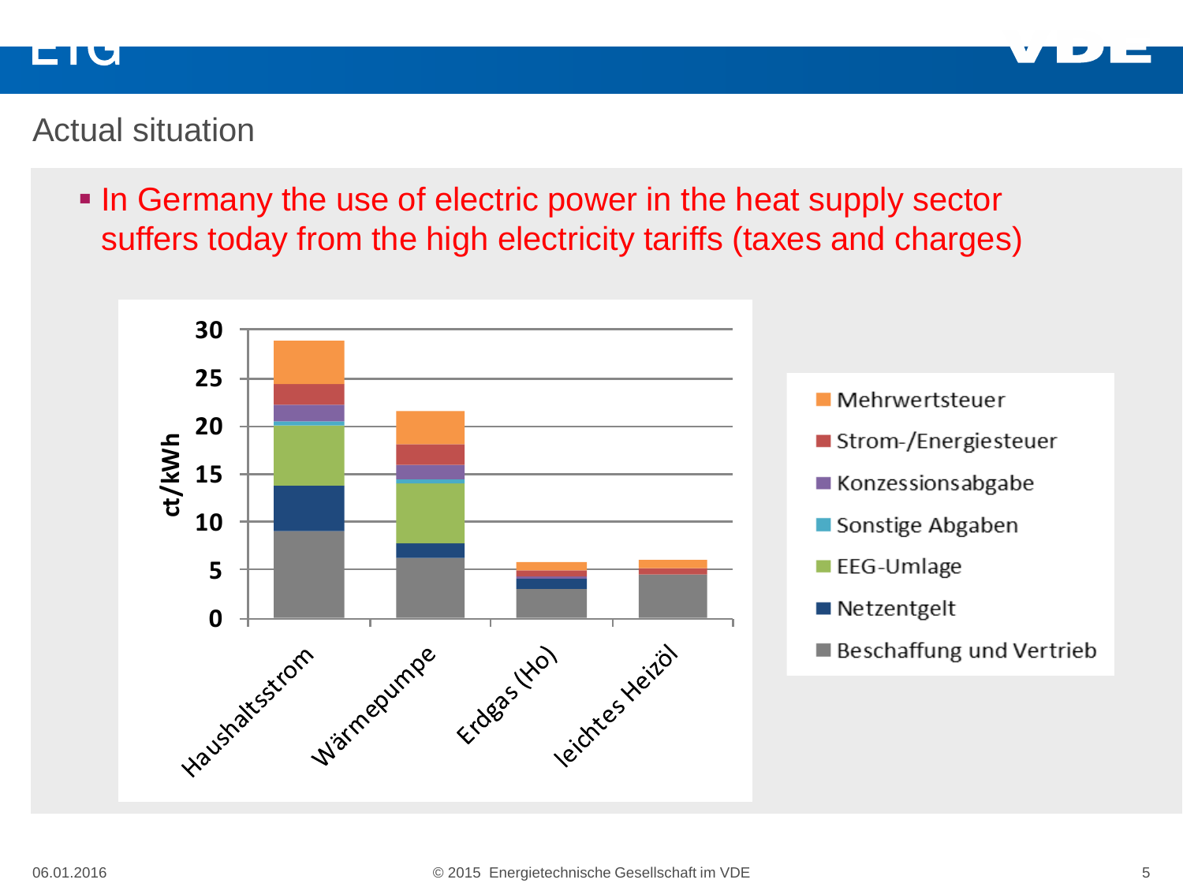## Actual situation

- In Germany the use of electric power in the heat supply sector suffers today from the high electricity tariffs (taxes and charges)

ct/kWh

30
25
20
15
10
5
0

Haushaltsstrom
Wärmepumpe
Erdgas (Ho)
leichtes Heizöl

- Mehrwertsteuer
- Strom-/Energiesteuer
- Konzessionsabgabe
- Sonstige Abgaben
- EEG-Umlage
- Netzentgelt
- Beschaffung und Vertrieb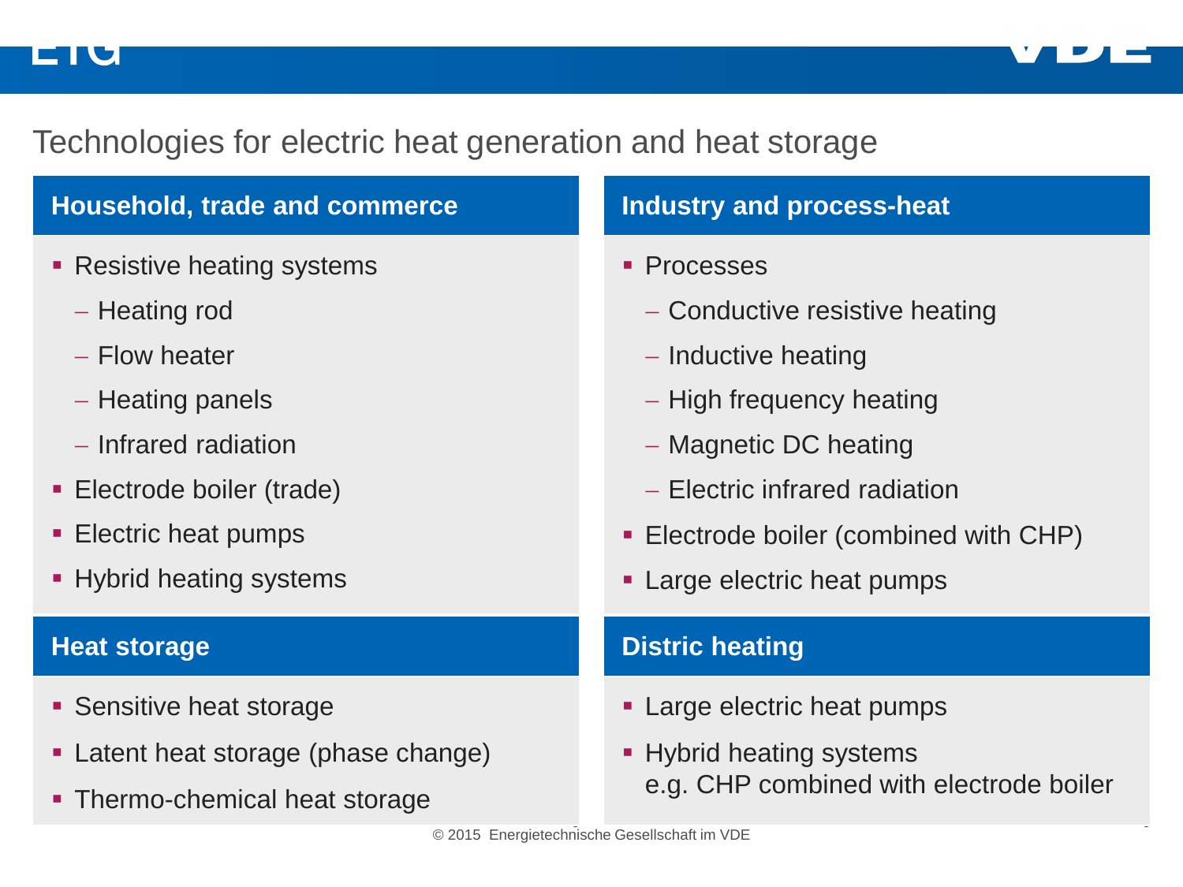# Technologies for electric heat generation and heat storage

## Household, trade and commerce

- Resistive heating systems
  - Heating rod
  - Flow heater
  - Heating panels
  - Infrared radiation
- Electrode boiler (trade)
- Electric heat pumps
- Hybrid heating systems

## Industry and process-heat

- Processes
  - Conductive resistive heating
  - Inductive heating
  - High frequency heating
  - Magnetic DC heating
  - Electric infrared radiation
- Electrode boiler (combined with CHP)
- Large electric heat pumps

## Heat storage

- Sensitive heat storage
- Latent heat storage (phase change)
- Thermo-chemical heat storage

## Distric heating

- Large electric heat pumps
- Hybrid heating systems
  e.g. CHP combined with electrode boiler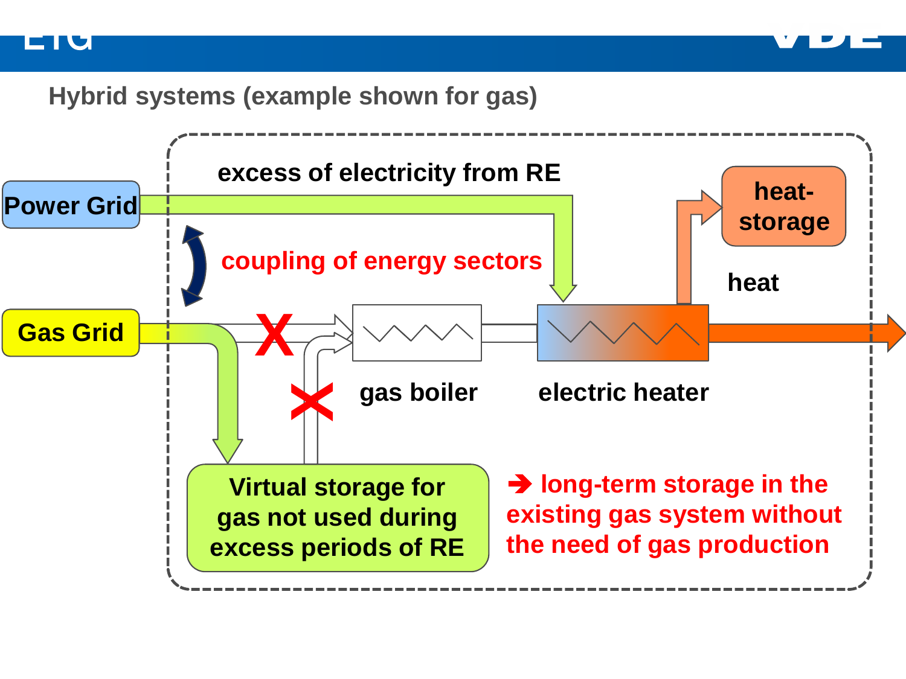## Hybrid systems (example shown for gas)

Power Grid

Gas Grid

excess of electricity from RE

coupling of energy sectors

heat-storage

heat

gas boiler

electric heater

Virtual storage for gas not used during excess periods of RE

➔ long-term storage in the existing gas system without the need of gas production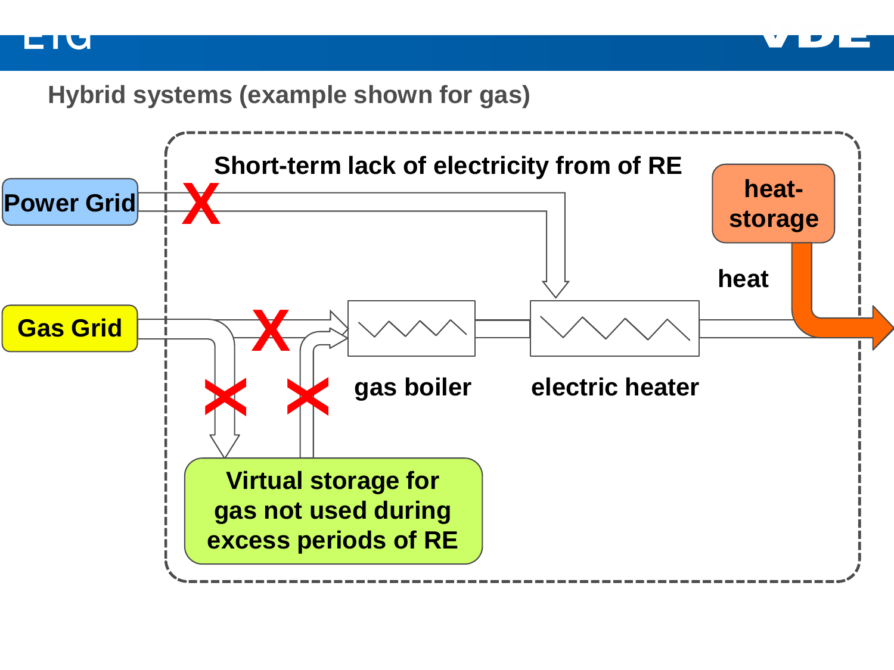## Hybrid systems (example shown for gas)

Short-term lack of electricity from of RE

Power Grid

Gas Grid

heat-storage

heat

gas boiler

electric heater

Virtual storage for gas not used during excess periods of RE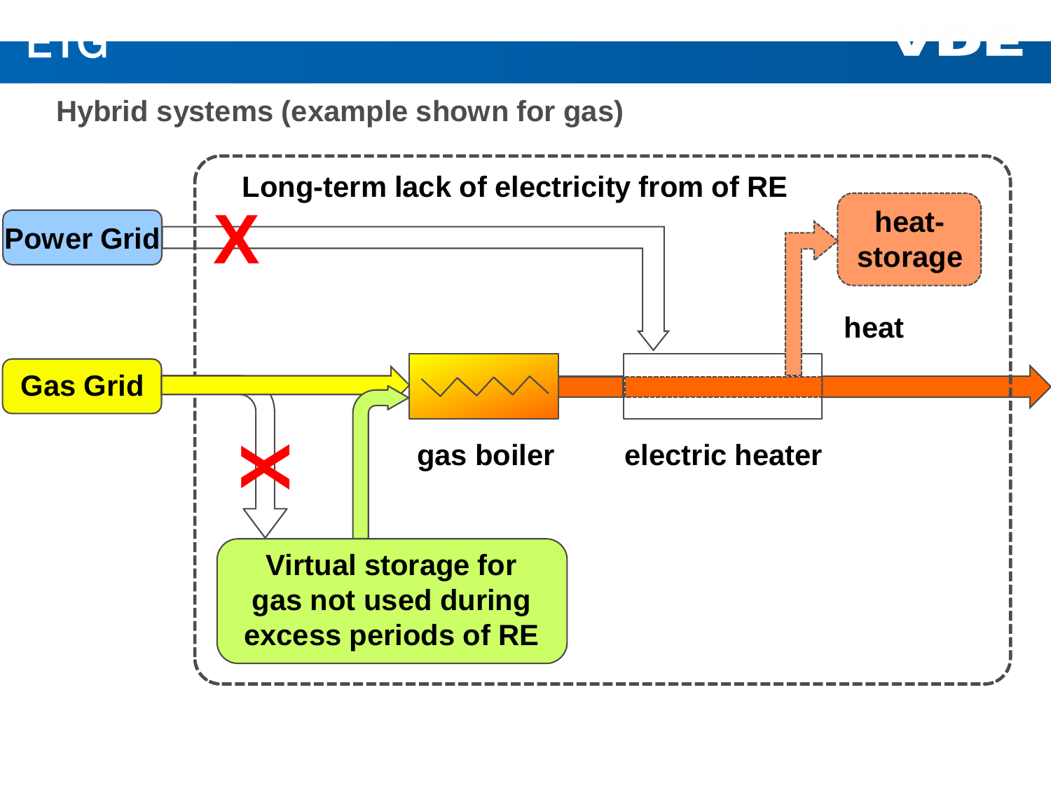## Hybrid systems (example shown for gas)

Long-term lack of electricity from of RE

Power Grid

Gas Grid

heat-storage

heat

gas boiler

electric heater

Virtual storage for gas not used during excess periods of RE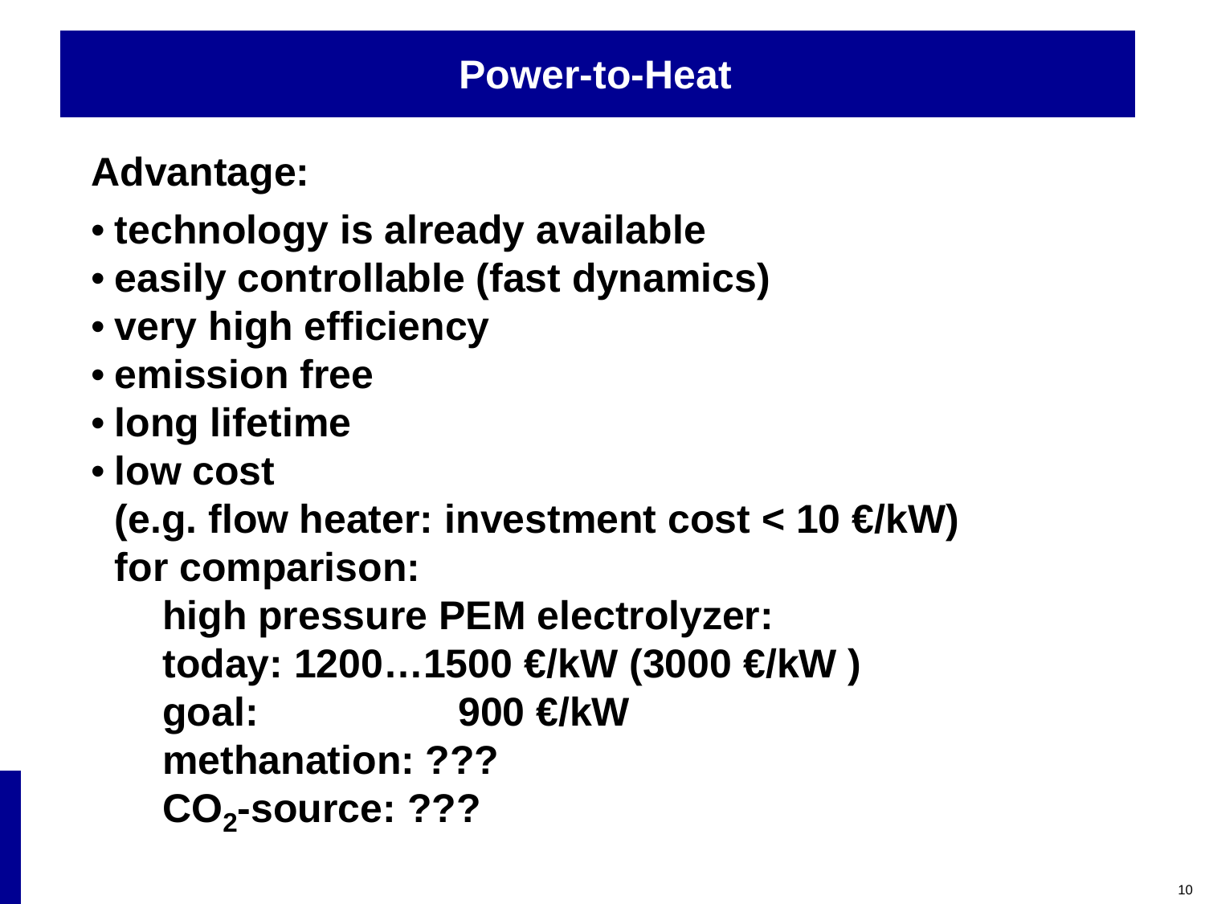# Power-to-Heat

**Advantage:**

- **technology is already available**
- **easily controllable (fast dynamics)**
- **very high efficiency**
- **emission free**
- **long lifetime**
- **low cost**

  **(e.g. flow heater: investment cost < 10 €/kW)**

  **for comparison:**

  **high pressure PEM electrolyzer:**

  **today: 1200…1500 €/kW (3000 €/kW )**

  **goal: 900 €/kW**

  **methanation: ???**

  **$CO_2$-source: ???**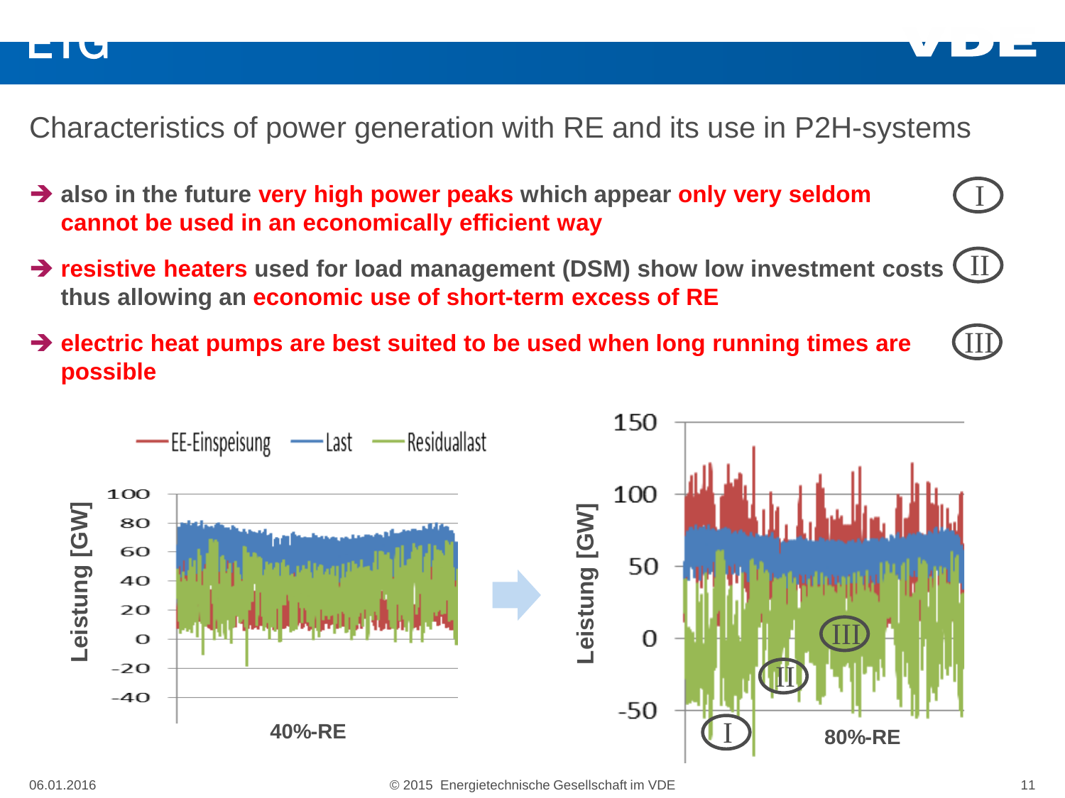# Characteristics of power generation with RE and its use in P2H-systems

- ➔ also in the future **very high power peaks** which appear **only very seldom cannot be used in an economically efficient way** (I)
- ➔ **resistive heaters** used for load management (DSM) show low investment costs thus allowing an **economic use of short-term excess of RE** (II)
- ➔ **electric heat pumps are best suited to be used when long running times are possible** (III)

EE-Einspeisung — Last — Residuallast

Leistung [GW]

40%-RE ➔ 80%-RE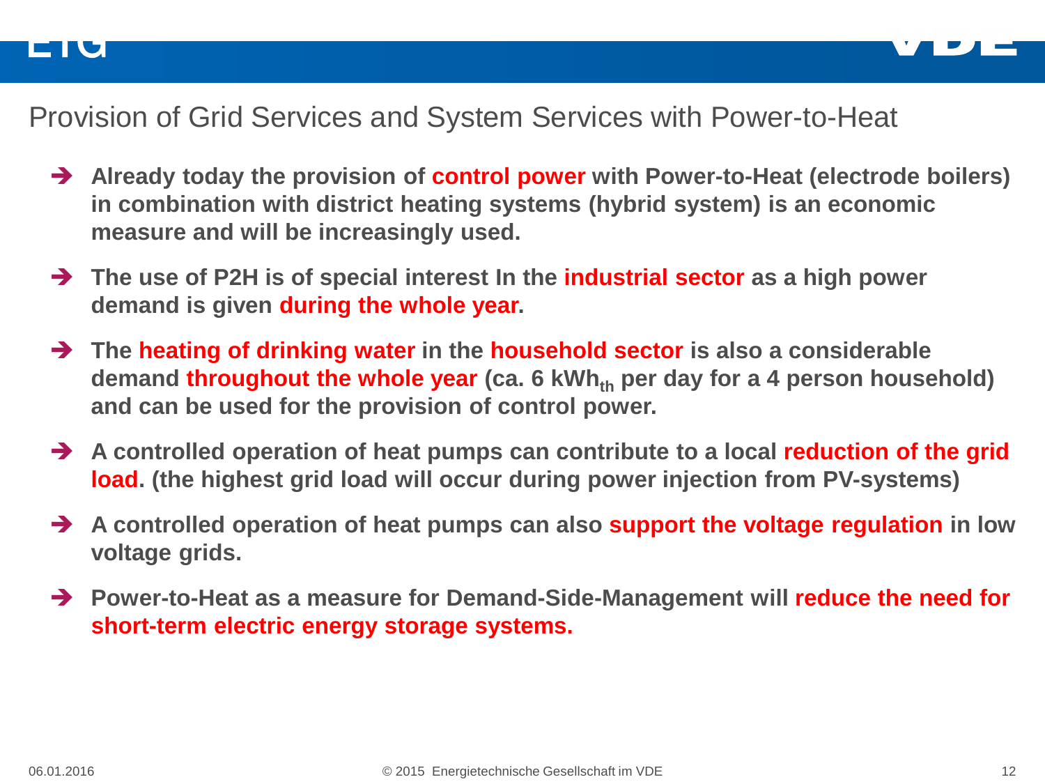# Provision of Grid Services and System Services with Power-to-Heat

- **Already today the provision of control power with Power-to-Heat (electrode boilers) in combination with district heating systems (hybrid system) is an economic measure and will be increasingly used.**
- **The use of P2H is of special interest In the industrial sector as a high power demand is given during the whole year.**
- **The heating of drinking water in the household sector is also a considerable demand throughout the whole year (ca. 6 $kWh_{th}$ per day for a 4 person household) and can be used for the provision of control power.**
- **A controlled operation of heat pumps can contribute to a local reduction of the grid load. (the highest grid load will occur during power injection from PV-systems)**
- **A controlled operation of heat pumps can also support the voltage regulation in low voltage grids.**
- **Power-to-Heat as a measure for Demand-Side-Management will reduce the need for short-term electric energy storage systems.**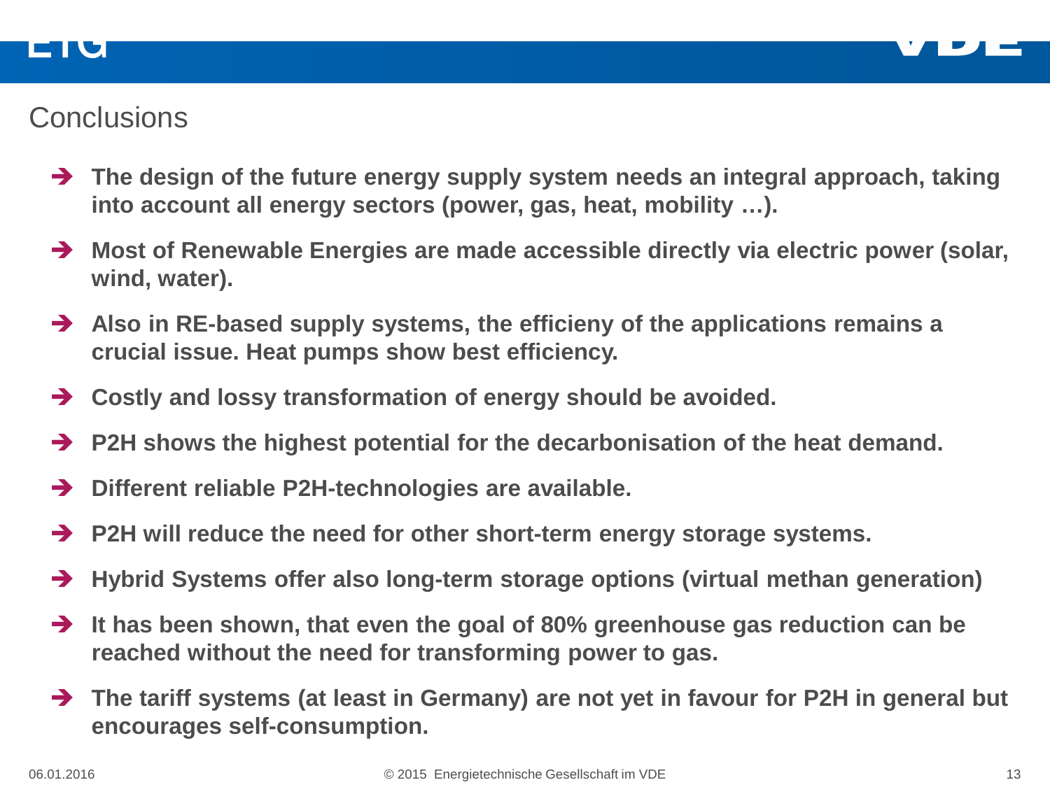# Conclusions

- **The design of the future energy supply system needs an integral approach, taking into account all energy sectors (power, gas, heat, mobility …).**
- **Most of Renewable Energies are made accessible directly via electric power (solar, wind, water).**
- **Also in RE-based supply systems, the efficieny of the applications remains a crucial issue. Heat pumps show best efficiency.**
- **Costly and lossy transformation of energy should be avoided.**
- **P2H shows the highest potential for the decarbonisation of the heat demand.**
- **Different reliable P2H-technologies are available.**
- **P2H will reduce the need for other short-term energy storage systems.**
- **Hybrid Systems offer also long-term storage options (virtual methan generation)**
- **It has been shown, that even the goal of 80% greenhouse gas reduction can be reached without the need for transforming power to gas.**
- **The tariff systems (at least in Germany) are not yet in favour for P2H in general but encourages self-consumption.**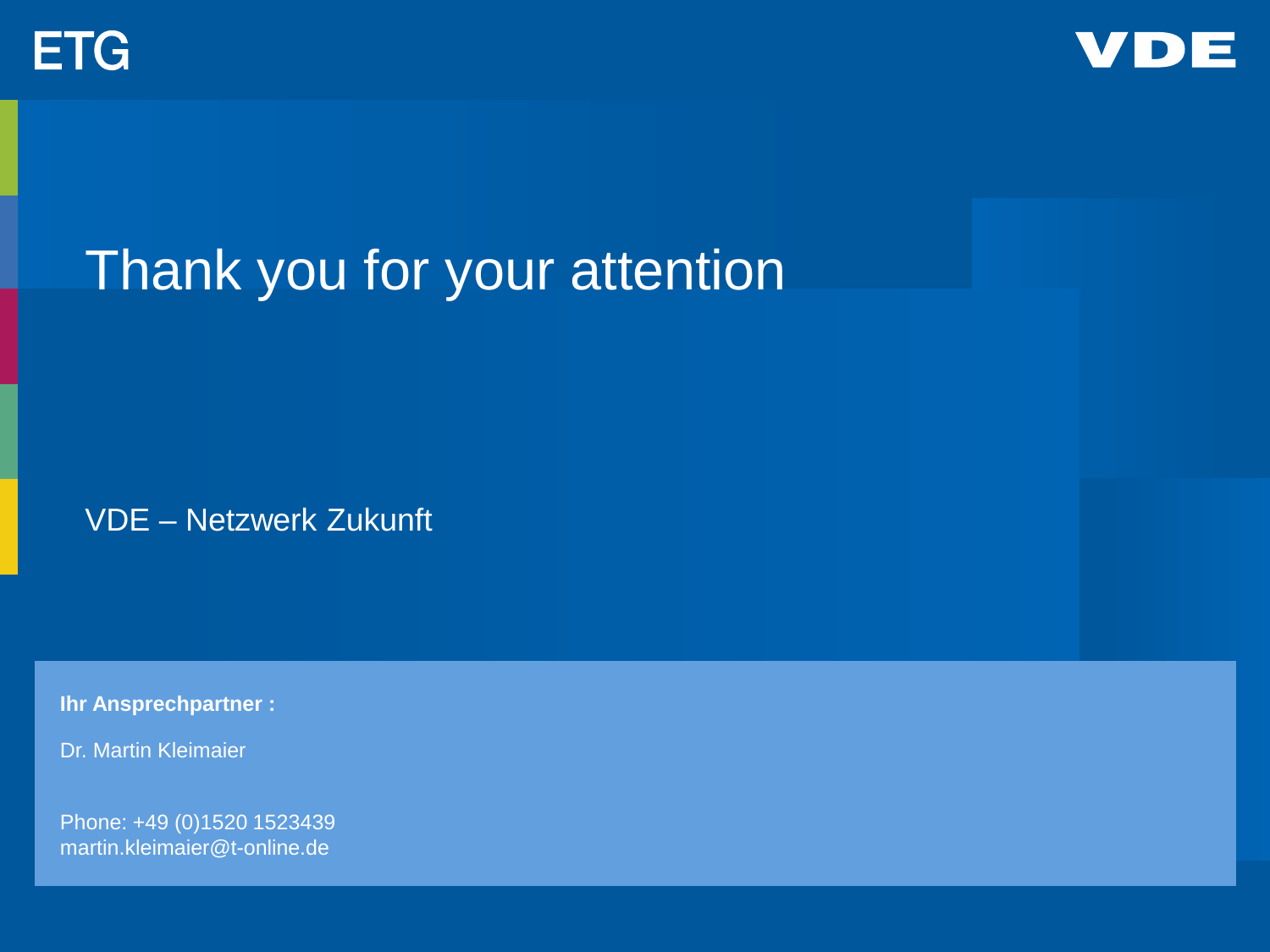ETG

VDE

# Thank you for your attention

VDE – Netzwerk Zukunft

**Ihr Ansprechpartner :**

Dr. Martin Kleimaier

Phone: +49 (0)1520 1523439
martin.kleimaier@t-online.de